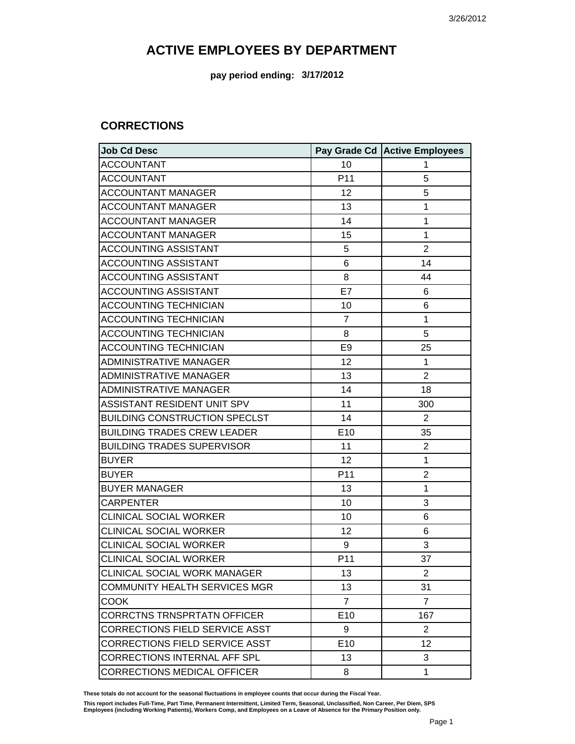# ACTIVE EMPLOYEES BY DEPARTMENT

**pay period ending: 3/17/2012**

## CORRECTIONS

| Job Cd Desc | Pay Grade Cd | Active Employees |
|---|---|---|
| ACCOUNTANT | 10 | 1 |
| ACCOUNTANT | P11 | 5 |
| ACCOUNTANT MANAGER | 12 | 5 |
| ACCOUNTANT MANAGER | 13 | 1 |
| ACCOUNTANT MANAGER | 14 | 1 |
| ACCOUNTANT MANAGER | 15 | 1 |
| ACCOUNTING ASSISTANT | 5 | 2 |
| ACCOUNTING ASSISTANT | 6 | 14 |
| ACCOUNTING ASSISTANT | 8 | 44 |
| ACCOUNTING ASSISTANT | E7 | 6 |
| ACCOUNTING TECHNICIAN | 10 | 6 |
| ACCOUNTING TECHNICIAN | 7 | 1 |
| ACCOUNTING TECHNICIAN | 8 | 5 |
| ACCOUNTING TECHNICIAN | E9 | 25 |
| ADMINISTRATIVE MANAGER | 12 | 1 |
| ADMINISTRATIVE MANAGER | 13 | 2 |
| ADMINISTRATIVE MANAGER | 14 | 18 |
| ASSISTANT RESIDENT UNIT SPV | 11 | 300 |
| BUILDING CONSTRUCTION SPECLST | 14 | 2 |
| BUILDING TRADES CREW LEADER | E10 | 35 |
| BUILDING TRADES SUPERVISOR | 11 | 2 |
| BUYER | 12 | 1 |
| BUYER | P11 | 2 |
| BUYER MANAGER | 13 | 1 |
| CARPENTER | 10 | 3 |
| CLINICAL SOCIAL WORKER | 10 | 6 |
| CLINICAL SOCIAL WORKER | 12 | 6 |
| CLINICAL SOCIAL WORKER | 9 | 3 |
| CLINICAL SOCIAL WORKER | P11 | 37 |
| CLINICAL SOCIAL WORK MANAGER | 13 | 2 |
| COMMUNITY HEALTH SERVICES MGR | 13 | 31 |
| COOK | 7 | 7 |
| CORRCTNS TRNSPRTATN OFFICER | E10 | 167 |
| CORRECTIONS FIELD SERVICE ASST | 9 | 2 |
| CORRECTIONS FIELD SERVICE ASST | E10 | 12 |
| CORRECTIONS INTERNAL AFF SPL | 13 | 3 |
| CORRECTIONS MEDICAL OFFICER | 8 | 1 |

These totals do not account for the seasonal fluctuations in employee counts that occur during the Fiscal Year.

This report includes Full-Time, Part Time, Permanent Intermittent, Limited Term, Seasonal, Unclassified, Non Career, Per Diem, SPS Employees (including Working Patients), Workers Comp, and Employees on a Leave of Absence for the Primary Position only.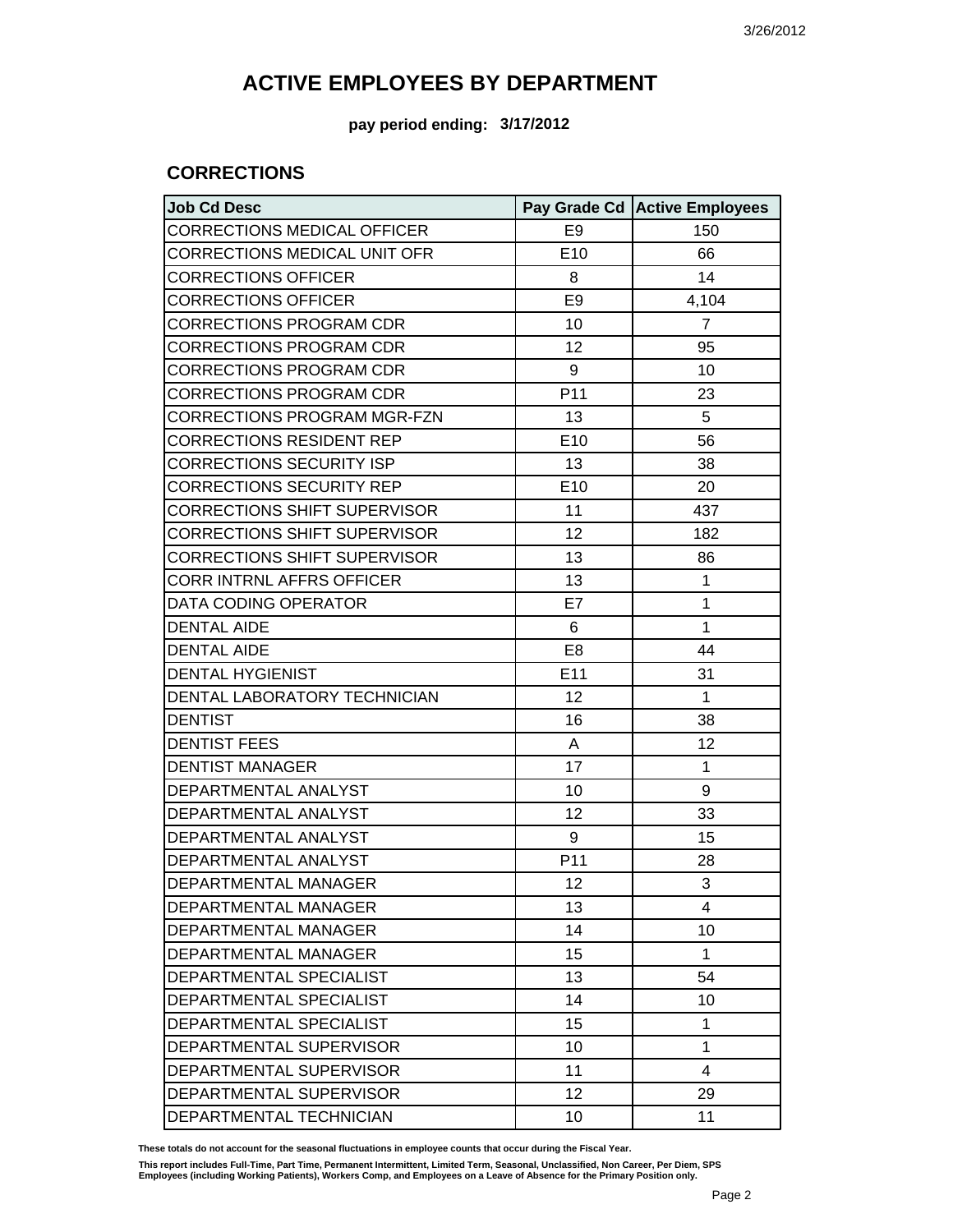# ACTIVE EMPLOYEES BY DEPARTMENT

**pay period ending: 3/17/2012**

## CORRECTIONS

| Job Cd Desc | Pay Grade Cd | Active Employees |
|---|---|---|
| CORRECTIONS MEDICAL OFFICER | E9 | 150 |
| CORRECTIONS MEDICAL UNIT OFR | E10 | 66 |
| CORRECTIONS OFFICER | 8 | 14 |
| CORRECTIONS OFFICER | E9 | 4,104 |
| CORRECTIONS PROGRAM CDR | 10 | 7 |
| CORRECTIONS PROGRAM CDR | 12 | 95 |
| CORRECTIONS PROGRAM CDR | 9 | 10 |
| CORRECTIONS PROGRAM CDR | P11 | 23 |
| CORRECTIONS PROGRAM MGR-FZN | 13 | 5 |
| CORRECTIONS RESIDENT REP | E10 | 56 |
| CORRECTIONS SECURITY ISP | 13 | 38 |
| CORRECTIONS SECURITY REP | E10 | 20 |
| CORRECTIONS SHIFT SUPERVISOR | 11 | 437 |
| CORRECTIONS SHIFT SUPERVISOR | 12 | 182 |
| CORRECTIONS SHIFT SUPERVISOR | 13 | 86 |
| CORR INTRNL AFFRS OFFICER | 13 | 1 |
| DATA CODING OPERATOR | E7 | 1 |
| DENTAL AIDE | 6 | 1 |
| DENTAL AIDE | E8 | 44 |
| DENTAL HYGIENIST | E11 | 31 |
| DENTAL LABORATORY TECHNICIAN | 12 | 1 |
| DENTIST | 16 | 38 |
| DENTIST FEES | A | 12 |
| DENTIST MANAGER | 17 | 1 |
| DEPARTMENTAL ANALYST | 10 | 9 |
| DEPARTMENTAL ANALYST | 12 | 33 |
| DEPARTMENTAL ANALYST | 9 | 15 |
| DEPARTMENTAL ANALYST | P11 | 28 |
| DEPARTMENTAL MANAGER | 12 | 3 |
| DEPARTMENTAL MANAGER | 13 | 4 |
| DEPARTMENTAL MANAGER | 14 | 10 |
| DEPARTMENTAL MANAGER | 15 | 1 |
| DEPARTMENTAL SPECIALIST | 13 | 54 |
| DEPARTMENTAL SPECIALIST | 14 | 10 |
| DEPARTMENTAL SPECIALIST | 15 | 1 |
| DEPARTMENTAL SUPERVISOR | 10 | 1 |
| DEPARTMENTAL SUPERVISOR | 11 | 4 |
| DEPARTMENTAL SUPERVISOR | 12 | 29 |
| DEPARTMENTAL TECHNICIAN | 10 | 11 |

**These totals do not account for the seasonal fluctuations in employee counts that occur during the Fiscal Year.**

**This report includes Full-Time, Part Time, Permanent Intermittent, Limited Term, Seasonal, Unclassified, Non Career, Per Diem, SPS Employees (including Working Patients), Workers Comp, and Employees on a Leave of Absence for the Primary Position only.**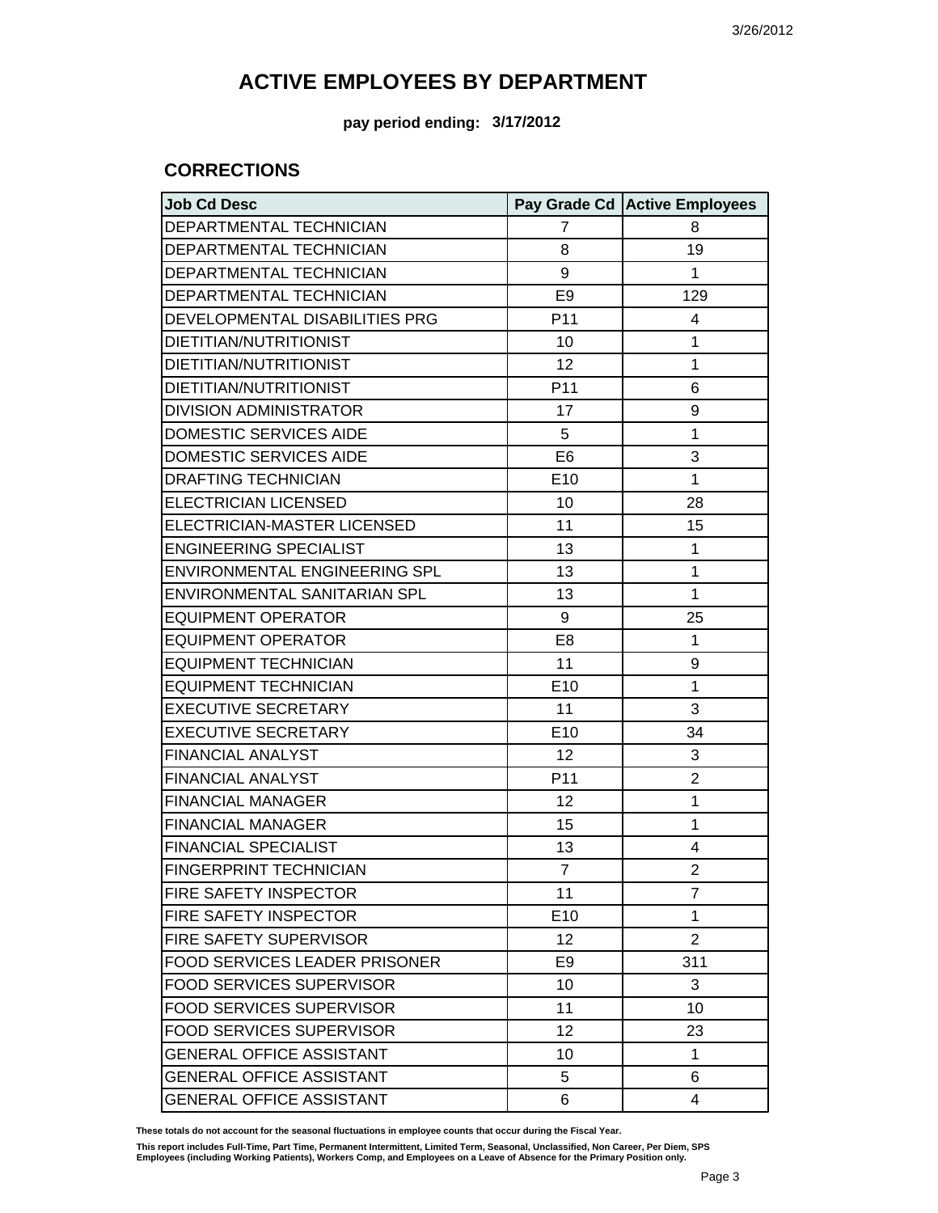# ACTIVE EMPLOYEES BY DEPARTMENT

**pay period ending: 3/17/2012**

## CORRECTIONS

| Job Cd Desc | Pay Grade Cd | Active Employees |
|---|---|---|
| DEPARTMENTAL TECHNICIAN | 7 | 8 |
| DEPARTMENTAL TECHNICIAN | 8 | 19 |
| DEPARTMENTAL TECHNICIAN | 9 | 1 |
| DEPARTMENTAL TECHNICIAN | E9 | 129 |
| DEVELOPMENTAL DISABILITIES PRG | P11 | 4 |
| DIETITIAN/NUTRITIONIST | 10 | 1 |
| DIETITIAN/NUTRITIONIST | 12 | 1 |
| DIETITIAN/NUTRITIONIST | P11 | 6 |
| DIVISION ADMINISTRATOR | 17 | 9 |
| DOMESTIC SERVICES AIDE | 5 | 1 |
| DOMESTIC SERVICES AIDE | E6 | 3 |
| DRAFTING TECHNICIAN | E10 | 1 |
| ELECTRICIAN LICENSED | 10 | 28 |
| ELECTRICIAN-MASTER LICENSED | 11 | 15 |
| ENGINEERING SPECIALIST | 13 | 1 |
| ENVIRONMENTAL ENGINEERING SPL | 13 | 1 |
| ENVIRONMENTAL SANITARIAN SPL | 13 | 1 |
| EQUIPMENT OPERATOR | 9 | 25 |
| EQUIPMENT OPERATOR | E8 | 1 |
| EQUIPMENT TECHNICIAN | 11 | 9 |
| EQUIPMENT TECHNICIAN | E10 | 1 |
| EXECUTIVE SECRETARY | 11 | 3 |
| EXECUTIVE SECRETARY | E10 | 34 |
| FINANCIAL ANALYST | 12 | 3 |
| FINANCIAL ANALYST | P11 | 2 |
| FINANCIAL MANAGER | 12 | 1 |
| FINANCIAL MANAGER | 15 | 1 |
| FINANCIAL SPECIALIST | 13 | 4 |
| FINGERPRINT TECHNICIAN | 7 | 2 |
| FIRE SAFETY INSPECTOR | 11 | 7 |
| FIRE SAFETY INSPECTOR | E10 | 1 |
| FIRE SAFETY SUPERVISOR | 12 | 2 |
| FOOD SERVICES LEADER PRISONER | E9 | 311 |
| FOOD SERVICES SUPERVISOR | 10 | 3 |
| FOOD SERVICES SUPERVISOR | 11 | 10 |
| FOOD SERVICES SUPERVISOR | 12 | 23 |
| GENERAL OFFICE ASSISTANT | 10 | 1 |
| GENERAL OFFICE ASSISTANT | 5 | 6 |
| GENERAL OFFICE ASSISTANT | 6 | 4 |

**These totals do not account for the seasonal fluctuations in employee counts that occur during the Fiscal Year.**

**This report includes Full-Time, Part Time, Permanent Intermittent, Limited Term, Seasonal, Unclassified, Non Career, Per Diem, SPS Employees (including Working Patients), Workers Comp, and Employees on a Leave of Absence for the Primary Position only.**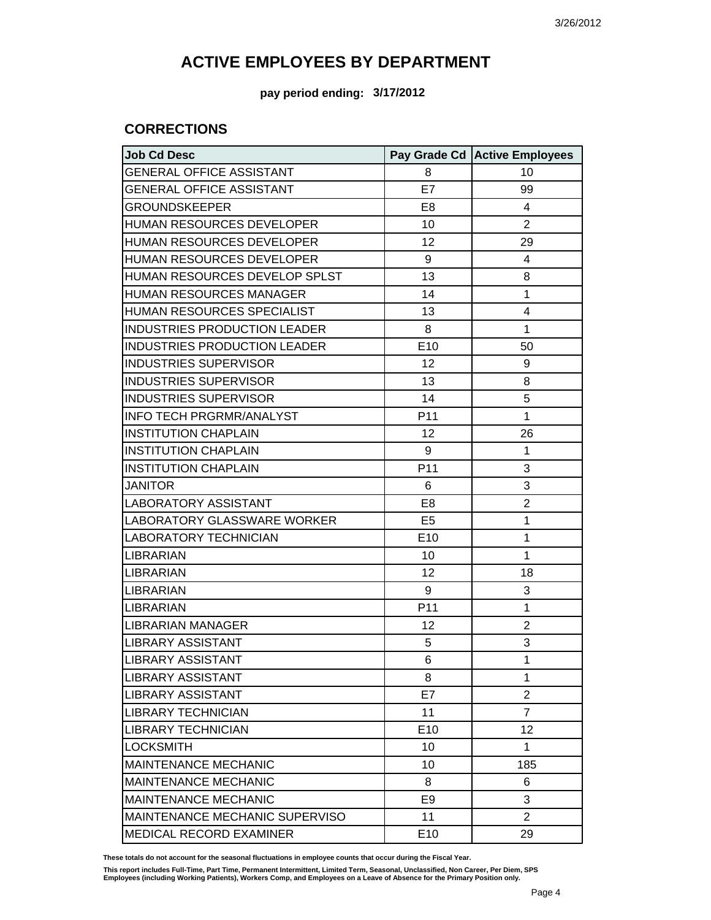# ACTIVE EMPLOYEES BY DEPARTMENT

**pay period ending: 3/17/2012**

## CORRECTIONS

| Job Cd Desc | Pay Grade Cd | Active Employees |
|---|---|---|
| GENERAL OFFICE ASSISTANT | 8 | 10 |
| GENERAL OFFICE ASSISTANT | E7 | 99 |
| GROUNDSKEEPER | E8 | 4 |
| HUMAN RESOURCES DEVELOPER | 10 | 2 |
| HUMAN RESOURCES DEVELOPER | 12 | 29 |
| HUMAN RESOURCES DEVELOPER | 9 | 4 |
| HUMAN RESOURCES DEVELOP SPLST | 13 | 8 |
| HUMAN RESOURCES MANAGER | 14 | 1 |
| HUMAN RESOURCES SPECIALIST | 13 | 4 |
| INDUSTRIES PRODUCTION LEADER | 8 | 1 |
| INDUSTRIES PRODUCTION LEADER | E10 | 50 |
| INDUSTRIES SUPERVISOR | 12 | 9 |
| INDUSTRIES SUPERVISOR | 13 | 8 |
| INDUSTRIES SUPERVISOR | 14 | 5 |
| INFO TECH PRGRMR/ANALYST | P11 | 1 |
| INSTITUTION CHAPLAIN | 12 | 26 |
| INSTITUTION CHAPLAIN | 9 | 1 |
| INSTITUTION CHAPLAIN | P11 | 3 |
| JANITOR | 6 | 3 |
| LABORATORY ASSISTANT | E8 | 2 |
| LABORATORY GLASSWARE WORKER | E5 | 1 |
| LABORATORY TECHNICIAN | E10 | 1 |
| LIBRARIAN | 10 | 1 |
| LIBRARIAN | 12 | 18 |
| LIBRARIAN | 9 | 3 |
| LIBRARIAN | P11 | 1 |
| LIBRARIAN MANAGER | 12 | 2 |
| LIBRARY ASSISTANT | 5 | 3 |
| LIBRARY ASSISTANT | 6 | 1 |
| LIBRARY ASSISTANT | 8 | 1 |
| LIBRARY ASSISTANT | E7 | 2 |
| LIBRARY TECHNICIAN | 11 | 7 |
| LIBRARY TECHNICIAN | E10 | 12 |
| LOCKSMITH | 10 | 1 |
| MAINTENANCE MECHANIC | 10 | 185 |
| MAINTENANCE MECHANIC | 8 | 6 |
| MAINTENANCE MECHANIC | E9 | 3 |
| MAINTENANCE MECHANIC SUPERVISO | 11 | 2 |
| MEDICAL RECORD EXAMINER | E10 | 29 |

**These totals do not account for the seasonal fluctuations in employee counts that occur during the Fiscal Year.**

**This report includes Full-Time, Part Time, Permanent Intermittent, Limited Term, Seasonal, Unclassified, Non Career, Per Diem, SPS Employees (including Working Patients), Workers Comp, and Employees on a Leave of Absence for the Primary Position only.**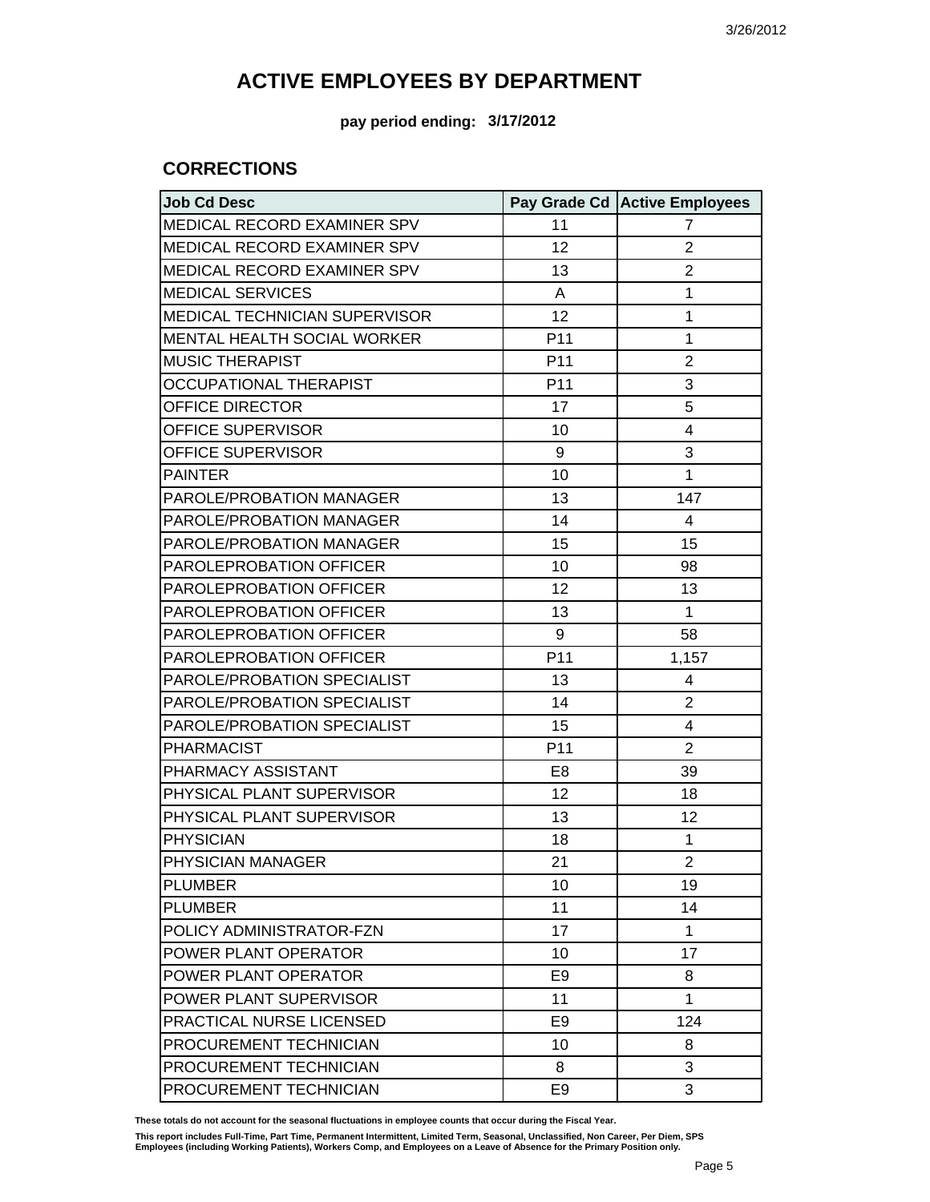# ACTIVE EMPLOYEES BY DEPARTMENT

**pay period ending: 3/17/2012**

## CORRECTIONS

| Job Cd Desc | Pay Grade Cd | Active Employees |
|---|---|---|
| MEDICAL RECORD EXAMINER SPV | 11 | 7 |
| MEDICAL RECORD EXAMINER SPV | 12 | 2 |
| MEDICAL RECORD EXAMINER SPV | 13 | 2 |
| MEDICAL SERVICES | A | 1 |
| MEDICAL TECHNICIAN SUPERVISOR | 12 | 1 |
| MENTAL HEALTH SOCIAL WORKER | P11 | 1 |
| MUSIC THERAPIST | P11 | 2 |
| OCCUPATIONAL THERAPIST | P11 | 3 |
| OFFICE DIRECTOR | 17 | 5 |
| OFFICE SUPERVISOR | 10 | 4 |
| OFFICE SUPERVISOR | 9 | 3 |
| PAINTER | 10 | 1 |
| PAROLE/PROBATION MANAGER | 13 | 147 |
| PAROLE/PROBATION MANAGER | 14 | 4 |
| PAROLE/PROBATION MANAGER | 15 | 15 |
| PAROLEPROBATION OFFICER | 10 | 98 |
| PAROLEPROBATION OFFICER | 12 | 13 |
| PAROLEPROBATION OFFICER | 13 | 1 |
| PAROLEPROBATION OFFICER | 9 | 58 |
| PAROLEPROBATION OFFICER | P11 | 1,157 |
| PAROLE/PROBATION SPECIALIST | 13 | 4 |
| PAROLE/PROBATION SPECIALIST | 14 | 2 |
| PAROLE/PROBATION SPECIALIST | 15 | 4 |
| PHARMACIST | P11 | 2 |
| PHARMACY ASSISTANT | E8 | 39 |
| PHYSICAL PLANT SUPERVISOR | 12 | 18 |
| PHYSICAL PLANT SUPERVISOR | 13 | 12 |
| PHYSICIAN | 18 | 1 |
| PHYSICIAN MANAGER | 21 | 2 |
| PLUMBER | 10 | 19 |
| PLUMBER | 11 | 14 |
| POLICY ADMINISTRATOR-FZN | 17 | 1 |
| POWER PLANT OPERATOR | 10 | 17 |
| POWER PLANT OPERATOR | E9 | 8 |
| POWER PLANT SUPERVISOR | 11 | 1 |
| PRACTICAL NURSE LICENSED | E9 | 124 |
| PROCUREMENT TECHNICIAN | 10 | 8 |
| PROCUREMENT TECHNICIAN | 8 | 3 |
| PROCUREMENT TECHNICIAN | E9 | 3 |

**These totals do not account for the seasonal fluctuations in employee counts that occur during the Fiscal Year.**

**This report includes Full-Time, Part Time, Permanent Intermittent, Limited Term, Seasonal, Unclassified, Non Career, Per Diem, SPS Employees (including Working Patients), Workers Comp, and Employees on a Leave of Absence for the Primary Position only.**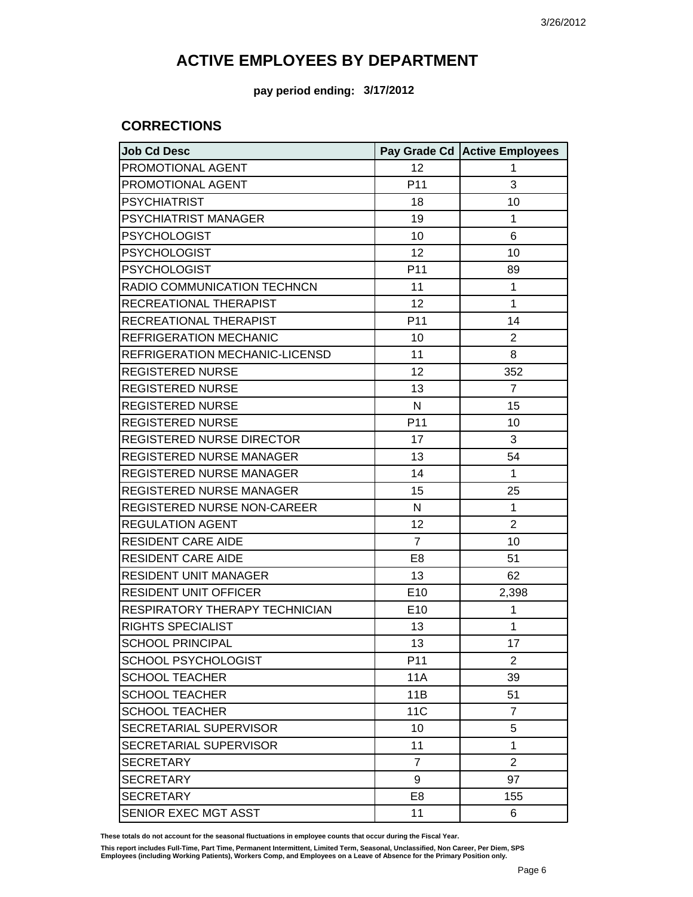# ACTIVE EMPLOYEES BY DEPARTMENT

**pay period ending: 3/17/2012**

## CORRECTIONS

| Job Cd Desc | Pay Grade Cd | Active Employees |
|---|---|---|
| PROMOTIONAL AGENT | 12 | 1 |
| PROMOTIONAL AGENT | P11 | 3 |
| PSYCHIATRIST | 18 | 10 |
| PSYCHIATRIST MANAGER | 19 | 1 |
| PSYCHOLOGIST | 10 | 6 |
| PSYCHOLOGIST | 12 | 10 |
| PSYCHOLOGIST | P11 | 89 |
| RADIO COMMUNICATION TECHNCN | 11 | 1 |
| RECREATIONAL THERAPIST | 12 | 1 |
| RECREATIONAL THERAPIST | P11 | 14 |
| REFRIGERATION MECHANIC | 10 | 2 |
| REFRIGERATION MECHANIC-LICENSD | 11 | 8 |
| REGISTERED NURSE | 12 | 352 |
| REGISTERED NURSE | 13 | 7 |
| REGISTERED NURSE | N | 15 |
| REGISTERED NURSE | P11 | 10 |
| REGISTERED NURSE DIRECTOR | 17 | 3 |
| REGISTERED NURSE MANAGER | 13 | 54 |
| REGISTERED NURSE MANAGER | 14 | 1 |
| REGISTERED NURSE MANAGER | 15 | 25 |
| REGISTERED NURSE NON-CAREER | N | 1 |
| REGULATION AGENT | 12 | 2 |
| RESIDENT CARE AIDE | 7 | 10 |
| RESIDENT CARE AIDE | E8 | 51 |
| RESIDENT UNIT MANAGER | 13 | 62 |
| RESIDENT UNIT OFFICER | E10 | 2,398 |
| RESPIRATORY THERAPY TECHNICIAN | E10 | 1 |
| RIGHTS SPECIALIST | 13 | 1 |
| SCHOOL PRINCIPAL | 13 | 17 |
| SCHOOL PSYCHOLOGIST | P11 | 2 |
| SCHOOL TEACHER | 11A | 39 |
| SCHOOL TEACHER | 11B | 51 |
| SCHOOL TEACHER | 11C | 7 |
| SECRETARIAL SUPERVISOR | 10 | 5 |
| SECRETARIAL SUPERVISOR | 11 | 1 |
| SECRETARY | 7 | 2 |
| SECRETARY | 9 | 97 |
| SECRETARY | E8 | 155 |
| SENIOR EXEC MGT ASST | 11 | 6 |

**These totals do not account for the seasonal fluctuations in employee counts that occur during the Fiscal Year.**

**This report includes Full-Time, Part Time, Permanent Intermittent, Limited Term, Seasonal, Unclassified, Non Career, Per Diem, SPS Employees (including Working Patients), Workers Comp, and Employees on a Leave of Absence for the Primary Position only.**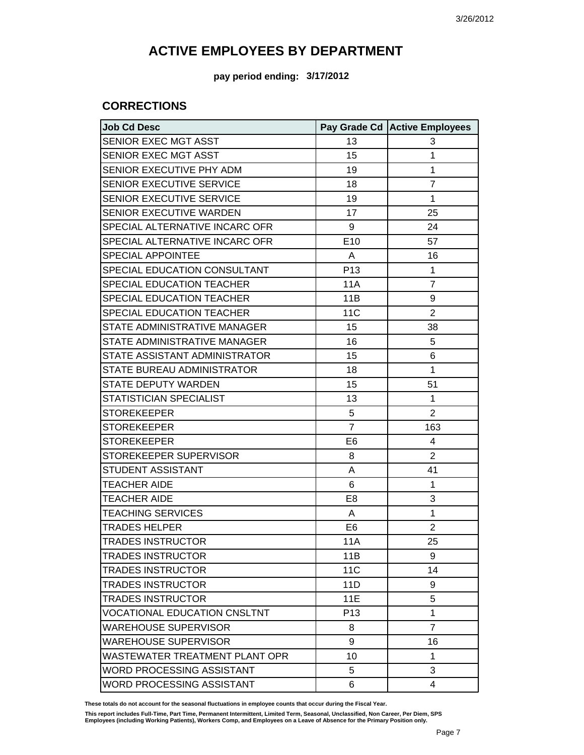# ACTIVE EMPLOYEES BY DEPARTMENT

**pay period ending: 3/17/2012**

## CORRECTIONS

| Job Cd Desc | Pay Grade Cd | Active Employees |
|---|---|---|
| SENIOR EXEC MGT ASST | 13 | 3 |
| SENIOR EXEC MGT ASST | 15 | 1 |
| SENIOR EXECUTIVE PHY ADM | 19 | 1 |
| SENIOR EXECUTIVE SERVICE | 18 | 7 |
| SENIOR EXECUTIVE SERVICE | 19 | 1 |
| SENIOR EXECUTIVE WARDEN | 17 | 25 |
| SPECIAL ALTERNATIVE INCARC OFR | 9 | 24 |
| SPECIAL ALTERNATIVE INCARC OFR | E10 | 57 |
| SPECIAL APPOINTEE | A | 16 |
| SPECIAL EDUCATION CONSULTANT | P13 | 1 |
| SPECIAL EDUCATION TEACHER | 11A | 7 |
| SPECIAL EDUCATION TEACHER | 11B | 9 |
| SPECIAL EDUCATION TEACHER | 11C | 2 |
| STATE ADMINISTRATIVE MANAGER | 15 | 38 |
| STATE ADMINISTRATIVE MANAGER | 16 | 5 |
| STATE ASSISTANT ADMINISTRATOR | 15 | 6 |
| STATE BUREAU ADMINISTRATOR | 18 | 1 |
| STATE DEPUTY WARDEN | 15 | 51 |
| STATISTICIAN SPECIALIST | 13 | 1 |
| STOREKEEPER | 5 | 2 |
| STOREKEEPER | 7 | 163 |
| STOREKEEPER | E6 | 4 |
| STOREKEEPER SUPERVISOR | 8 | 2 |
| STUDENT ASSISTANT | A | 41 |
| TEACHER AIDE | 6 | 1 |
| TEACHER AIDE | E8 | 3 |
| TEACHING SERVICES | A | 1 |
| TRADES HELPER | E6 | 2 |
| TRADES INSTRUCTOR | 11A | 25 |
| TRADES INSTRUCTOR | 11B | 9 |
| TRADES INSTRUCTOR | 11C | 14 |
| TRADES INSTRUCTOR | 11D | 9 |
| TRADES INSTRUCTOR | 11E | 5 |
| VOCATIONAL EDUCATION CNSLTNT | P13 | 1 |
| WAREHOUSE SUPERVISOR | 8 | 7 |
| WAREHOUSE SUPERVISOR | 9 | 16 |
| WASTEWATER TREATMENT PLANT OPR | 10 | 1 |
| WORD PROCESSING ASSISTANT | 5 | 3 |
| WORD PROCESSING ASSISTANT | 6 | 4 |

**These totals do not account for the seasonal fluctuations in employee counts that occur during the Fiscal Year.**

**This report includes Full-Time, Part Time, Permanent Intermittent, Limited Term, Seasonal, Unclassified, Non Career, Per Diem, SPS Employees (including Working Patients), Workers Comp, and Employees on a Leave of Absence for the Primary Position only.**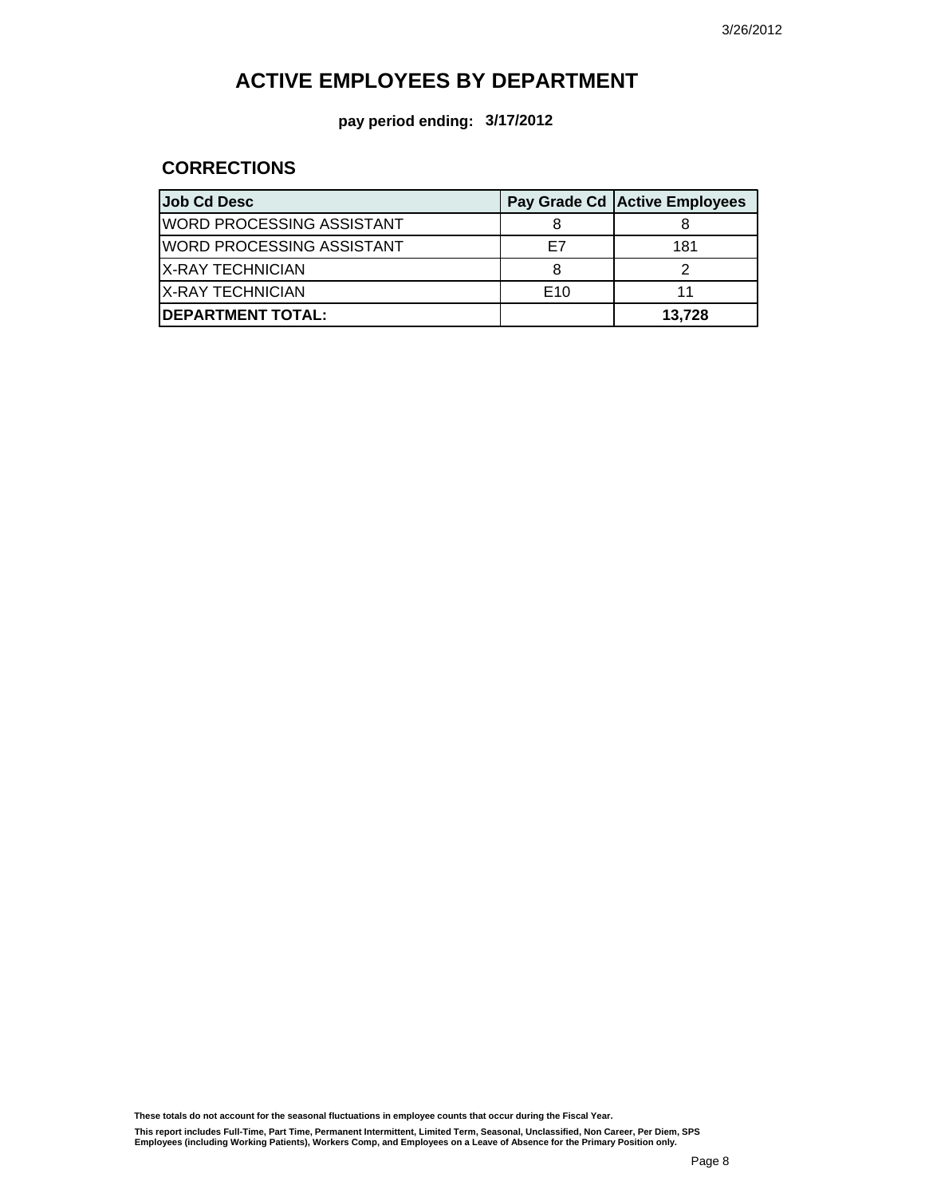# ACTIVE EMPLOYEES BY DEPARTMENT

**pay period ending: 3/17/2012**

## CORRECTIONS

| Job Cd Desc | Pay Grade Cd | Active Employees |
|---|---|---|
| WORD PROCESSING ASSISTANT | 8 | 8 |
| WORD PROCESSING ASSISTANT | E7 | 181 |
| X-RAY TECHNICIAN | 8 | 2 |
| X-RAY TECHNICIAN | E10 | 11 |
| **DEPARTMENT TOTAL:** | | **13,728** |

**These totals do not account for the seasonal fluctuations in employee counts that occur during the Fiscal Year.**

**This report includes Full-Time, Part Time, Permanent Intermittent, Limited Term, Seasonal, Unclassified, Non Career, Per Diem, SPS Employees (including Working Patients), Workers Comp, and Employees on a Leave of Absence for the Primary Position only.**